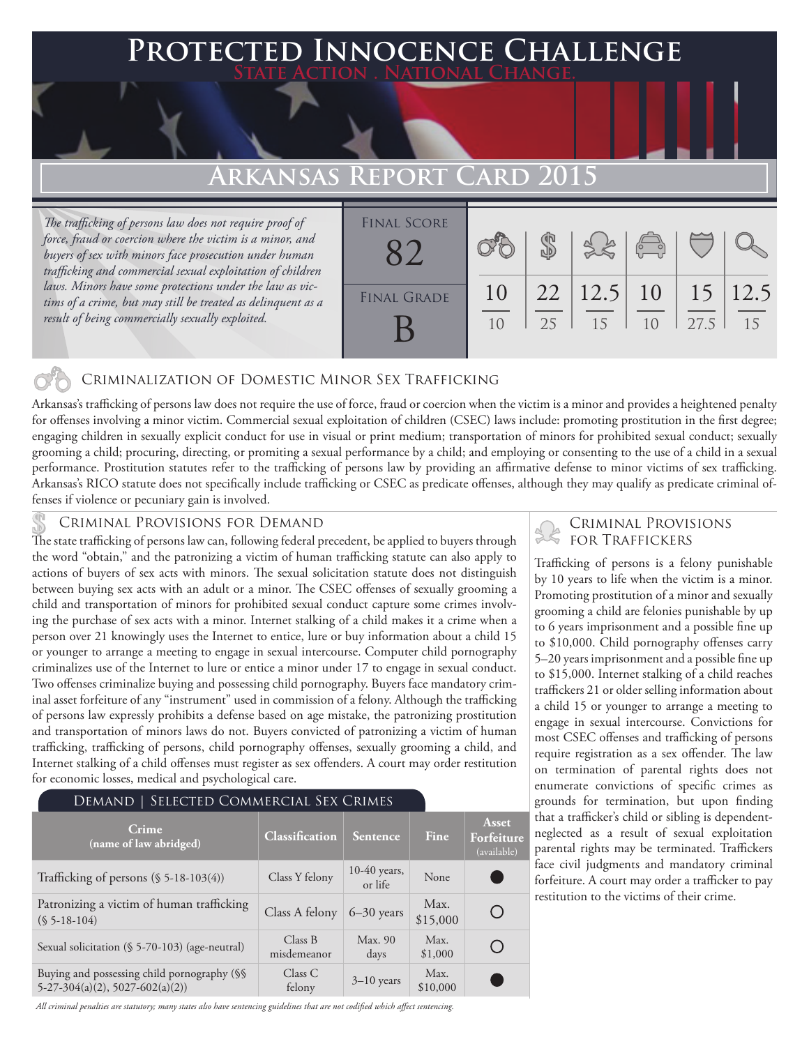# Protected Innocence Challenge

State Action . National Change.

## Arkansas Report Card 2015

*The trafficking of persons law does not require proof of force, fraud or coercion where the victim is a minor, and buyers of sex with minors face prosecution under human trafficking and commercial sexual exploitation of children laws. Minors have some protections under the law as victims of a crime, but may still be treated as delinquent as a result of being commercially sexually exploited.*

| Final Score | Final Grade | Criminalization | Demand | Traffickers | Facilitators | Protective Provisions | Criminal Justice Tools |
|---|---|---|---|---|---|---|---|
| 82 | B | 10/10 | 22/25 | 12.5/15 | 10/10 | 15/27.5 | 12.5/15 |

### Criminalization of Domestic Minor Sex Trafficking

Arkansas's trafficking of persons law does not require the use of force, fraud or coercion when the victim is a minor and provides a heightened penalty for offenses involving a minor victim. Commercial sexual exploitation of children (CSEC) laws include: promoting prostitution in the first degree; engaging children in sexually explicit conduct for use in visual or print medium; transportation of minors for prohibited sexual conduct; sexually grooming a child; procuring, directing, or promiting a sexual performance by a child; and employing or consenting to the use of a child in a sexual performance. Prostitution statutes refer to the trafficking of persons law by providing an affirmative defense to minor victims of sex trafficking. Arkansas's RICO statute does not specifically include trafficking or CSEC as predicate offenses, although they may qualify as predicate criminal offenses if violence or pecuniary gain is involved.

### Criminal Provisions for Demand

The state trafficking of persons law can, following federal precedent, be applied to buyers through the word "obtain," and the patronizing a victim of human trafficking statute can also apply to actions of buyers of sex acts with minors. The sexual solicitation statute does not distinguish between buying sex acts with an adult or a minor. The CSEC offenses of sexually grooming a child and transportation of minors for prohibited sexual conduct capture some crimes involving the purchase of sex acts with a minor. Internet stalking of a child makes it a crime when a person over 21 knowingly uses the Internet to entice, lure or buy information about a child 15 or younger to arrange a meeting to engage in sexual intercourse. Computer child pornography criminalizes use of the Internet to lure or entice a minor under 17 to engage in sexual conduct. Two offenses criminalize buying and possessing child pornography. Buyers face mandatory criminal asset forfeiture of any "instrument" used in commission of a felony. Although the trafficking of persons law expressly prohibits a defense based on age mistake, the patronizing prostitution and transportation of minors laws do not. Buyers convicted of patronizing a victim of human trafficking, trafficking of persons, child pornography offenses, sexually grooming a child, and Internet stalking of a child offenses must register as sex offenders. A court may order restitution for economic losses, medical and psychological care.

#### Demand | Selected Commercial Sex Crimes

| Crime (name of law abridged) | Classification | Sentence | Fine | Asset Forfeiture (available) |
|---|---|---|---|---|
| Trafficking of persons (§ 5-18-103(4)) | Class Y felony | 10-40 years, or life | None | ● |
| Patronizing a victim of human trafficking (§ 5-18-104) | Class A felony | 6–30 years | Max. $15,000 | ○ |
| Sexual solicitation (§ 5-70-103) (age-neutral) | Class B misdemeanor | Max. 90 days | Max. $1,000 | ○ |
| Buying and possessing child pornography (§§ 5-27-304(a)(2), 5027-602(a)(2)) | Class C felony | 3–10 years | Max. $10,000 | ● |

*All criminal penalties are statutory; many states also have sentencing guidelines that are not codified which affect sentencing.*

### Criminal Provisions for Traffickers

Trafficking of persons is a felony punishable by 10 years to life when the victim is a minor. Promoting prostitution of a minor and sexually grooming a child are felonies punishable by up to 6 years imprisonment and a possible fine up to $10,000. Child pornography offenses carry 5–20 years imprisonment and a possible fine up to $15,000. Internet stalking of a child reaches traffickers 21 or older selling information about a child 15 or younger to arrange a meeting to engage in sexual intercourse. Convictions for most CSEC offenses and trafficking of persons require registration as a sex offender. The law on termination of parental rights does not enumerate convictions of specific crimes as grounds for termination, but upon finding that a trafficker's child or sibling is dependent-neglected as a result of sexual exploitation parental rights may be terminated. Traffickers face civil judgments and mandatory criminal forfeiture. A court may order a trafficker to pay restitution to the victims of their crime.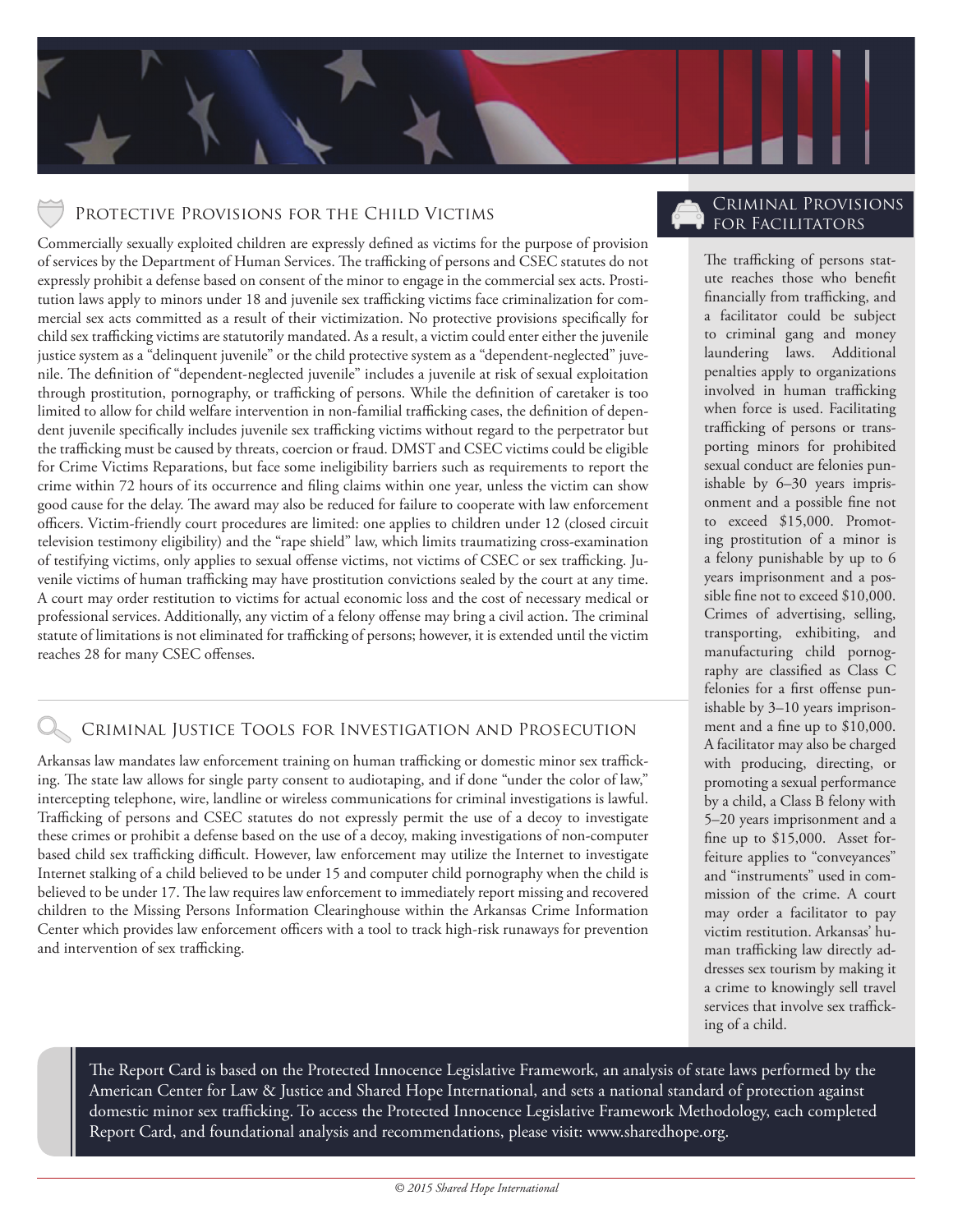## Protective Provisions for the Child Victims

Commercially sexually exploited children are expressly defined as victims for the purpose of provision of services by the Department of Human Services. The trafficking of persons and CSEC statutes do not expressly prohibit a defense based on consent of the minor to engage in the commercial sex acts. Prostitution laws apply to minors under 18 and juvenile sex trafficking victims face criminalization for commercial sex acts committed as a result of their victimization. No protective provisions specifically for child sex trafficking victims are statutorily mandated. As a result, a victim could enter either the juvenile justice system as a "delinquent juvenile" or the child protective system as a "dependent-neglected" juvenile. The definition of "dependent-neglected juvenile" includes a juvenile at risk of sexual exploitation through prostitution, pornography, or trafficking of persons. While the definition of caretaker is too limited to allow for child welfare intervention in non-familial trafficking cases, the definition of dependent juvenile specifically includes juvenile sex trafficking victims without regard to the perpetrator but the trafficking must be caused by threats, coercion or fraud. DMST and CSEC victims could be eligible for Crime Victims Reparations, but face some ineligibility barriers such as requirements to report the crime within 72 hours of its occurrence and filing claims within one year, unless the victim can show good cause for the delay. The award may also be reduced for failure to cooperate with law enforcement officers. Victim-friendly court procedures are limited: one applies to children under 12 (closed circuit television testimony eligibility) and the "rape shield" law, which limits traumatizing cross-examination of testifying victims, only applies to sexual offense victims, not victims of CSEC or sex trafficking. Juvenile victims of human trafficking may have prostitution convictions sealed by the court at any time. A court may order restitution to victims for actual economic loss and the cost of necessary medical or professional services. Additionally, any victim of a felony offense may bring a civil action. The criminal statute of limitations is not eliminated for trafficking of persons; however, it is extended until the victim reaches 28 for many CSEC offenses.

## Criminal Justice Tools for Investigation and Prosecution

Arkansas law mandates law enforcement training on human trafficking or domestic minor sex trafficking. The state law allows for single party consent to audiotaping, and if done "under the color of law," intercepting telephone, wire, landline or wireless communications for criminal investigations is lawful. Trafficking of persons and CSEC statutes do not expressly permit the use of a decoy to investigate these crimes or prohibit a defense based on the use of a decoy, making investigations of non-computer based child sex trafficking difficult. However, law enforcement may utilize the Internet to investigate Internet stalking of a child believed to be under 15 and computer child pornography when the child is believed to be under 17. The law requires law enforcement to immediately report missing and recovered children to the Missing Persons Information Clearinghouse within the Arkansas Crime Information Center which provides law enforcement officers with a tool to track high-risk runaways for prevention and intervention of sex trafficking.

## Criminal Provisions for Facilitators

The trafficking of persons statute reaches those who benefit financially from trafficking, and a facilitator could be subject to criminal gang and money laundering laws. Additional penalties apply to organizations involved in human trafficking when force is used. Facilitating trafficking of persons or transporting minors for prohibited sexual conduct are felonies punishable by 6–30 years imprisonment and a possible fine not to exceed $15,000. Promoting prostitution of a minor is a felony punishable by up to 6 years imprisonment and a possible fine not to exceed $10,000. Crimes of advertising, selling, transporting, exhibiting, and manufacturing child pornography are classified as Class C felonies for a first offense punishable by 3–10 years imprisonment and a fine up to $10,000. A facilitator may also be charged with producing, directing, or promoting a sexual performance by a child, a Class B felony with 5–20 years imprisonment and a fine up to $15,000. Asset forfeiture applies to "conveyances" and "instruments" used in commission of the crime. A court may order a facilitator to pay victim restitution. Arkansas' human trafficking law directly addresses sex tourism by making it a crime to knowingly sell travel services that involve sex trafficking of a child.

The Report Card is based on the Protected Innocence Legislative Framework, an analysis of state laws performed by the American Center for Law & Justice and Shared Hope International, and sets a national standard of protection against domestic minor sex trafficking. To access the Protected Innocence Legislative Framework Methodology, each completed Report Card, and foundational analysis and recommendations, please visit: www.sharedhope.org.

*© 2015 Shared Hope International*